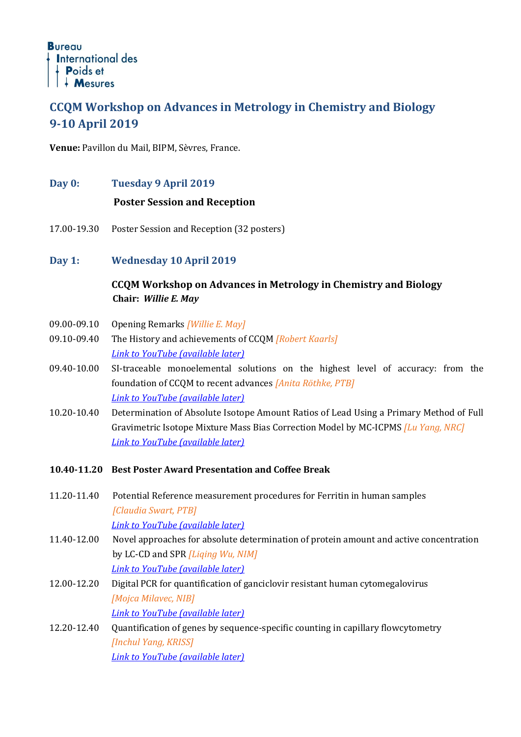Bureau International des Poids et Mesures

# CCQM Workshop on Advances in Metrology in Chemistry and Biology 9-10 April 2019

**Venue:** Pavillon du Mail, BIPM, Sèvres, France.

## Day 0: Tuesday 9 April 2019

**Poster Session and Reception**

17.00-19.30 Poster Session and Reception (32 posters)

## Day 1: Wednesday 10 April 2019

**CCQM Workshop on Advances in Metrology in Chemistry and Biology**
**Chair: *Willie E. May***

09.00-09.10 Opening Remarks *[Willie E. May]*

09.10-09.40 The History and achievements of CCQM *[Robert Kaarls]*
*Link to YouTube (available later)*

09.40-10.00 SI-traceable monoelemental solutions on the highest level of accuracy: from the foundation of CCQM to recent advances *[Anita Röthke, PTB]*
*Link to YouTube (available later)*

10.20-10.40 Determination of Absolute Isotope Amount Ratios of Lead Using a Primary Method of Full Gravimetric Isotope Mixture Mass Bias Correction Model by MC-ICPMS *[Lu Yang, NRC]*
*Link to YouTube (available later)*

**10.40-11.20 Best Poster Award Presentation and Coffee Break**

11.20-11.40 Potential Reference measurement procedures for Ferritin in human samples *[Claudia Swart, PTB]*
*Link to YouTube (available later)*

11.40-12.00 Novel approaches for absolute determination of protein amount and active concentration by LC-CD and SPR *[Liqing Wu, NIM]*
*Link to YouTube (available later)*

12.00-12.20 Digital PCR for quantification of ganciclovir resistant human cytomegalovirus *[Mojca Milavec, NIB]*
*Link to YouTube (available later)*

12.20-12.40 Quantification of genes by sequence-specific counting in capillary flowcytometry *[Inchul Yang, KRISS]*
*Link to YouTube (available later)*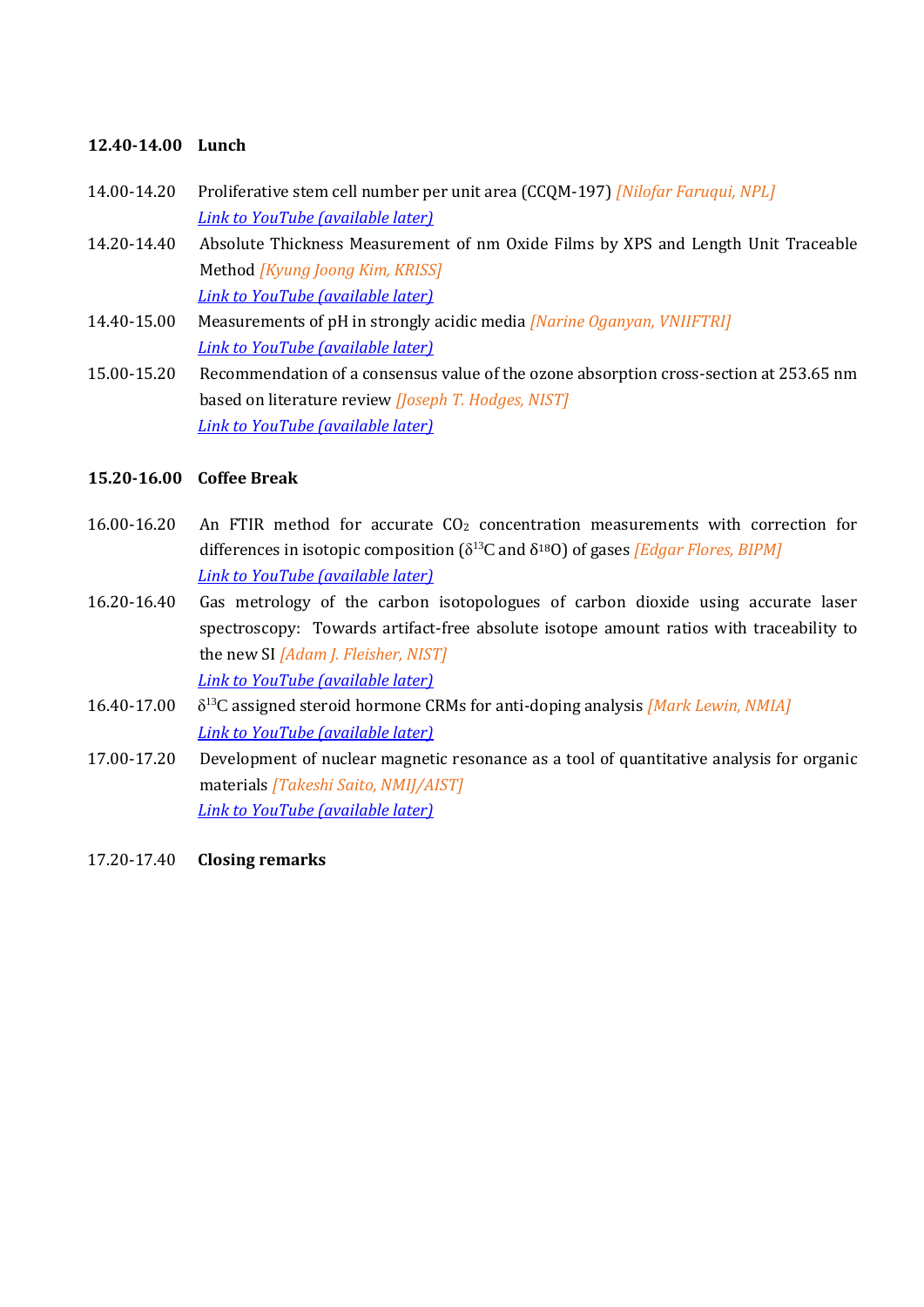**12.40-14.00 Lunch**

14.00-14.20 Proliferative stem cell number per unit area (CCQM-197) *[Nilofar Faruqui, NPL]*
Link to YouTube (available later)

14.20-14.40 Absolute Thickness Measurement of nm Oxide Films by XPS and Length Unit Traceable Method *[Kyung Joong Kim, KRISS]*
Link to YouTube (available later)

14.40-15.00 Measurements of pH in strongly acidic media *[Narine Oganyan, VNIIFTRI]*
Link to YouTube (available later)

15.00-15.20 Recommendation of a consensus value of the ozone absorption cross-section at 253.65 nm based on literature review *[Joseph T. Hodges, NIST]*
Link to YouTube (available later)

**15.20-16.00 Coffee Break**

16.00-16.20 An FTIR method for accurate $CO_2$ concentration measurements with correction for differences in isotopic composition ($\delta^{13}C$ and $\delta^{18}O$) of gases *[Edgar Flores, BIPM]*
Link to YouTube (available later)

16.20-16.40 Gas metrology of the carbon isotopologues of carbon dioxide using accurate laser spectroscopy: Towards artifact-free absolute isotope amount ratios with traceability to the new SI *[Adam J. Fleisher, NIST]*
Link to YouTube (available later)

16.40-17.00 $\delta^{13}C$ assigned steroid hormone CRMs for anti-doping analysis *[Mark Lewin, NMIA]*
Link to YouTube (available later)

17.00-17.20 Development of nuclear magnetic resonance as a tool of quantitative analysis for organic materials *[Takeshi Saito, NMIJ/AIST]*
Link to YouTube (available later)

17.20-17.40 **Closing remarks**